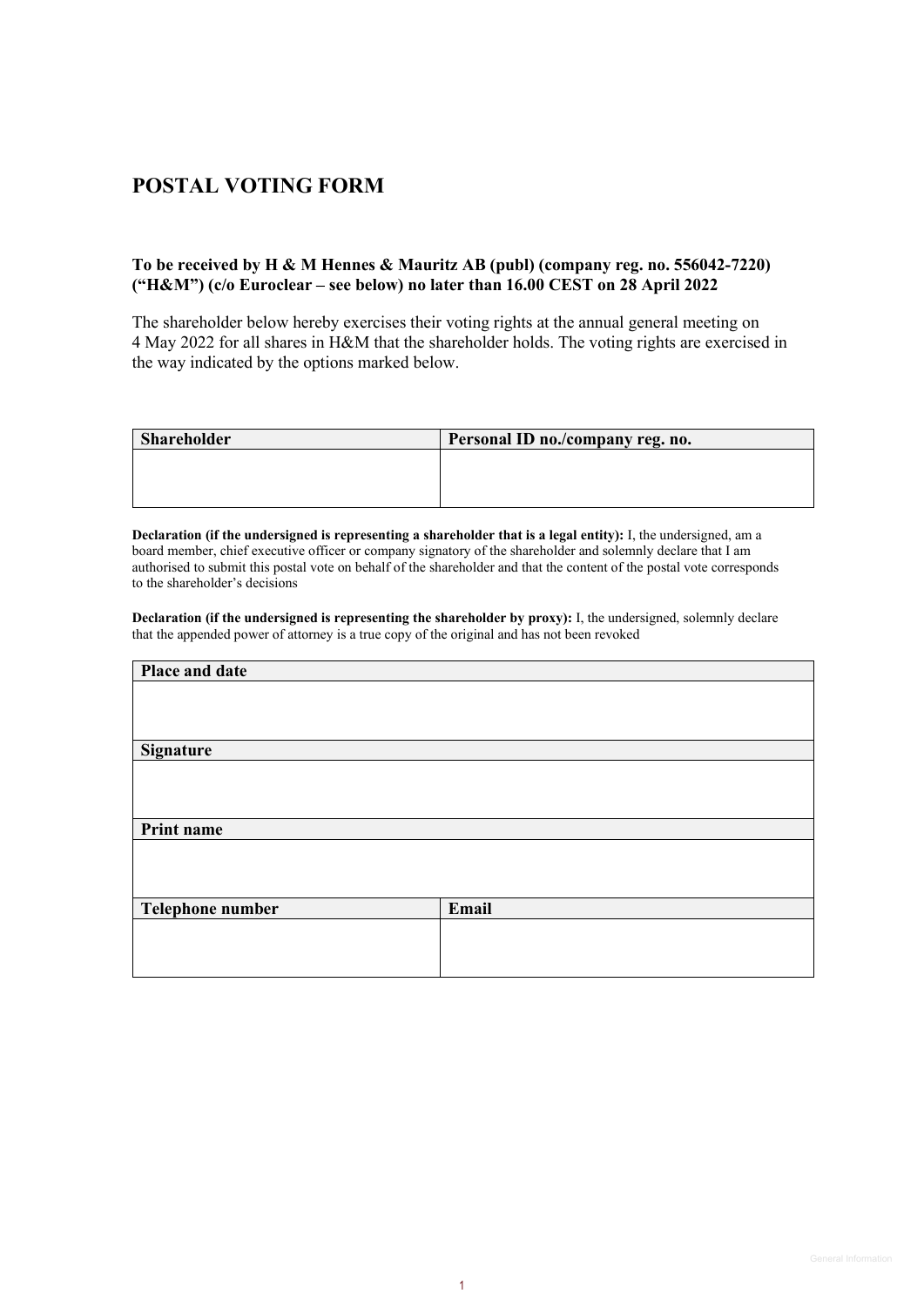# POSTAL VOTING FORM

**To be received by H & M Hennes & Mauritz AB (publ) (company reg. no. 556042-7220) ("H&M") (c/o Euroclear – see below) no later than 16.00 CEST on 28 April 2022**

The shareholder below hereby exercises their voting rights at the annual general meeting on 4 May 2022 for all shares in H&M that the shareholder holds. The voting rights are exercised in the way indicated by the options marked below.

| Shareholder | Personal ID no./company reg. no. |
|---|---|
| | |

**Declaration (if the undersigned is representing a shareholder that is a legal entity):** I, the undersigned, am a board member, chief executive officer or company signatory of the shareholder and solemnly declare that I am authorised to submit this postal vote on behalf of the shareholder and that the content of the postal vote corresponds to the shareholder's decisions

**Declaration (if the undersigned is representing the shareholder by proxy):** I, the undersigned, solemnly declare that the appended power of attorney is a true copy of the original and has not been revoked

| Place and date | |
|---|---|
| | |
| **Signature** | |
| | |
| **Print name** | |
| | |
| **Telephone number** | **Email** |
| | |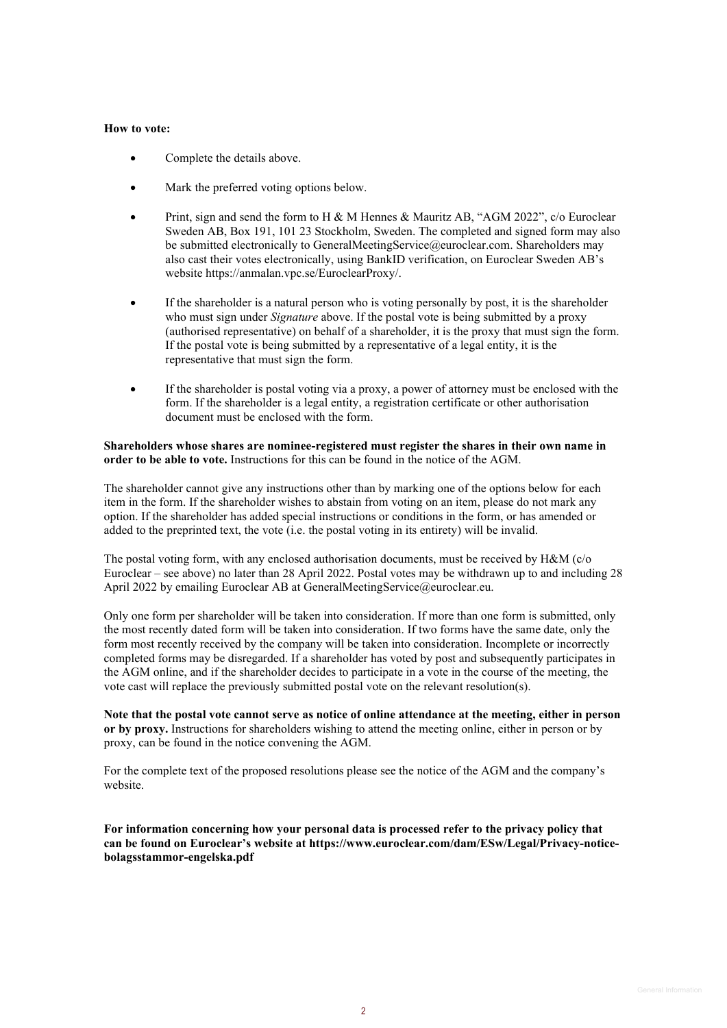**How to vote:**

- Complete the details above.
- Mark the preferred voting options below.
- Print, sign and send the form to H & M Hennes & Mauritz AB, "AGM 2022", c/o Euroclear Sweden AB, Box 191, 101 23 Stockholm, Sweden. The completed and signed form may also be submitted electronically to GeneralMeetingService@euroclear.com. Shareholders may also cast their votes electronically, using BankID verification, on Euroclear Sweden AB's website https://anmalan.vpc.se/EuroclearProxy/.
- If the shareholder is a natural person who is voting personally by post, it is the shareholder who must sign under *Signature* above. If the postal vote is being submitted by a proxy (authorised representative) on behalf of a shareholder, it is the proxy that must sign the form. If the postal vote is being submitted by a representative of a legal entity, it is the representative that must sign the form.
- If the shareholder is postal voting via a proxy, a power of attorney must be enclosed with the form. If the shareholder is a legal entity, a registration certificate or other authorisation document must be enclosed with the form.

**Shareholders whose shares are nominee-registered must register the shares in their own name in order to be able to vote.** Instructions for this can be found in the notice of the AGM.

The shareholder cannot give any instructions other than by marking one of the options below for each item in the form. If the shareholder wishes to abstain from voting on an item, please do not mark any option. If the shareholder has added special instructions or conditions in the form, or has amended or added to the preprinted text, the vote (i.e. the postal voting in its entirety) will be invalid.

The postal voting form, with any enclosed authorisation documents, must be received by H&M (c/o Euroclear – see above) no later than 28 April 2022. Postal votes may be withdrawn up to and including 28 April 2022 by emailing Euroclear AB at GeneralMeetingService@euroclear.eu.

Only one form per shareholder will be taken into consideration. If more than one form is submitted, only the most recently dated form will be taken into consideration. If two forms have the same date, only the form most recently received by the company will be taken into consideration. Incomplete or incorrectly completed forms may be disregarded. If a shareholder has voted by post and subsequently participates in the AGM online, and if the shareholder decides to participate in a vote in the course of the meeting, the vote cast will replace the previously submitted postal vote on the relevant resolution(s).

**Note that the postal vote cannot serve as notice of online attendance at the meeting, either in person or by proxy.** Instructions for shareholders wishing to attend the meeting online, either in person or by proxy, can be found in the notice convening the AGM.

For the complete text of the proposed resolutions please see the notice of the AGM and the company's website.

**For information concerning how your personal data is processed refer to the privacy policy that can be found on Euroclear's website at https://www.euroclear.com/dam/ESw/Legal/Privacy-notice-bolagsstammor-engelska.pdf**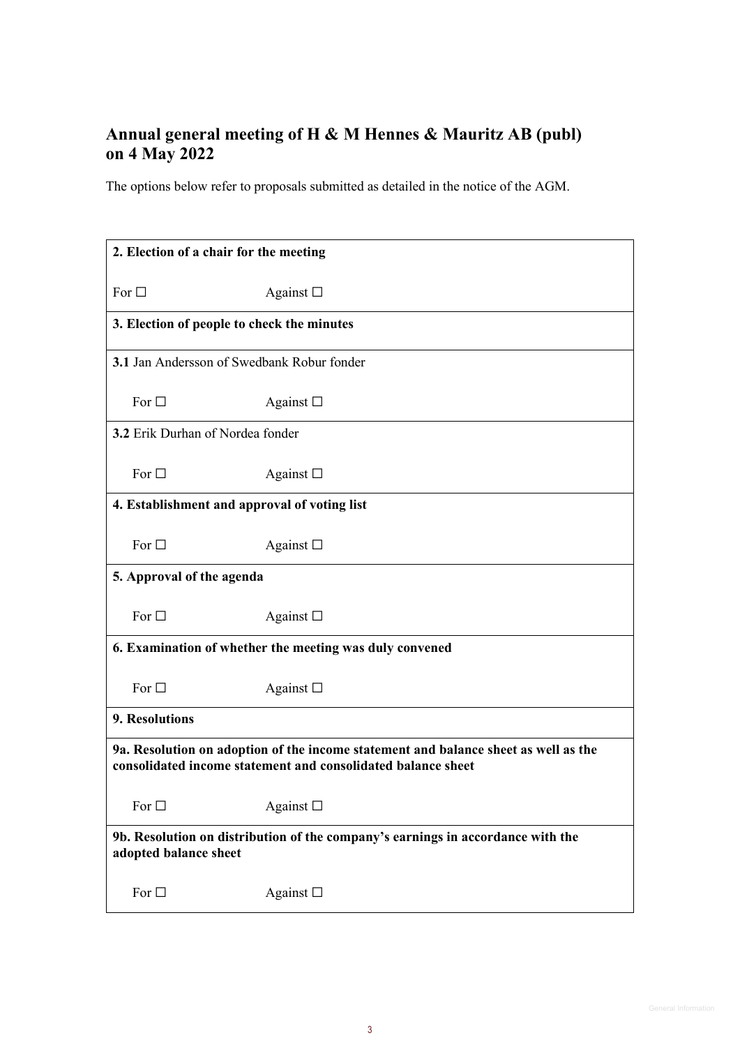## Annual general meeting of H & M Hennes & Mauritz AB (publ) on 4 May 2022

The options below refer to proposals submitted as detailed in the notice of the AGM.

| **2. Election of a chair for the meeting** |
|---|
| For ☐ Against ☐ |
| **3. Election of people to check the minutes** |
| **3.1** Jan Andersson of Swedbank Robur fonder |
| For ☐ Against ☐ |
| **3.2** Erik Durhan of Nordea fonder |
| For ☐ Against ☐ |
| **4. Establishment and approval of voting list** |
| For ☐ Against ☐ |
| **5. Approval of the agenda** |
| For ☐ Against ☐ |
| **6. Examination of whether the meeting was duly convened** |
| For ☐ Against ☐ |
| **9. Resolutions** |
| **9a. Resolution on adoption of the income statement and balance sheet as well as the consolidated income statement and consolidated balance sheet** |
| For ☐ Against ☐ |
| **9b. Resolution on distribution of the company's earnings in accordance with the adopted balance sheet** |
| For ☐ Against ☐ |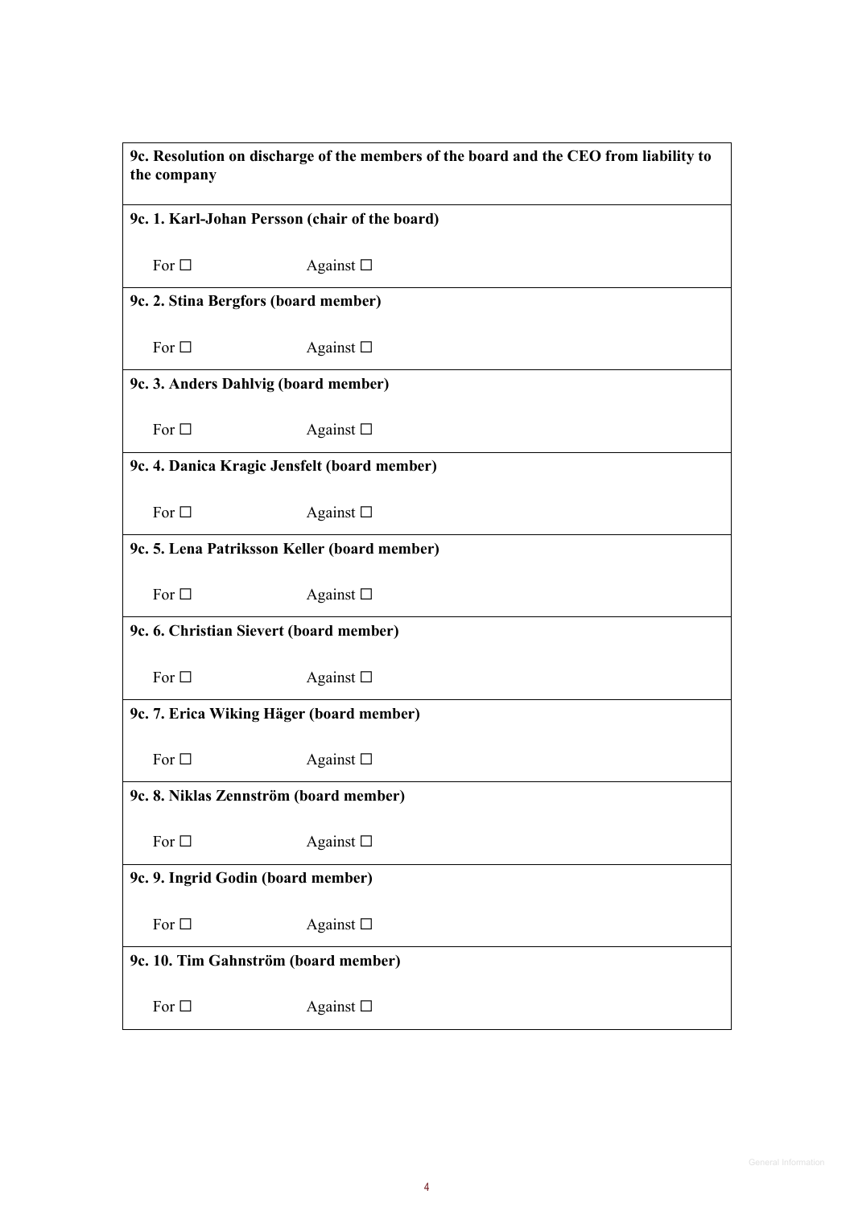| **9c. Resolution on discharge of the members of the board and the CEO from liability to the company** | |
|---|---|
| **9c. 1. Karl-Johan Persson (chair of the board)** | |
| For ☐ | Against ☐ |
| **9c. 2. Stina Bergfors (board member)** | |
| For ☐ | Against ☐ |
| **9c. 3. Anders Dahlvig (board member)** | |
| For ☐ | Against ☐ |
| **9c. 4. Danica Kragic Jensfelt (board member)** | |
| For ☐ | Against ☐ |
| **9c. 5. Lena Patriksson Keller (board member)** | |
| For ☐ | Against ☐ |
| **9c. 6. Christian Sievert (board member)** | |
| For ☐ | Against ☐ |
| **9c. 7. Erica Wiking Häger (board member)** | |
| For ☐ | Against ☐ |
| **9c. 8. Niklas Zennström (board member)** | |
| For ☐ | Against ☐ |
| **9c. 9. Ingrid Godin (board member)** | |
| For ☐ | Against ☐ |
| **9c. 10. Tim Gahnström (board member)** | |
| For ☐ | Against ☐ |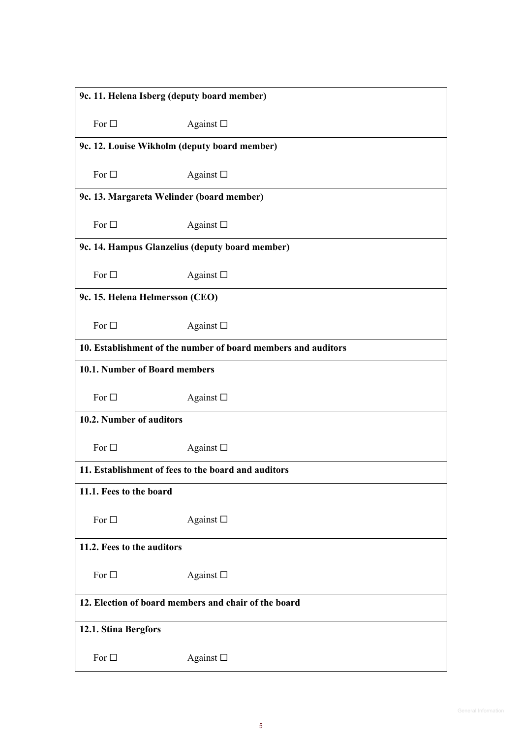**9c. 11. Helena Isberg (deputy board member)**

For ☐ Against ☐

**9c. 12. Louise Wikholm (deputy board member)**

For ☐ Against ☐

**9c. 13. Margareta Welinder (board member)**

For ☐ Against ☐

**9c. 14. Hampus Glanzelius (deputy board member)**

For ☐ Against ☐

**9c. 15. Helena Helmersson (CEO)**

For ☐ Against ☐

**10. Establishment of the number of board members and auditors**

**10.1. Number of Board members**

For ☐ Against ☐

**10.2. Number of auditors**

For ☐ Against ☐

**11. Establishment of fees to the board and auditors**

**11.1. Fees to the board**

For ☐ Against ☐

**11.2. Fees to the auditors**

For ☐ Against ☐

**12. Election of board members and chair of the board**

**12.1. Stina Bergfors**

For ☐ Against ☐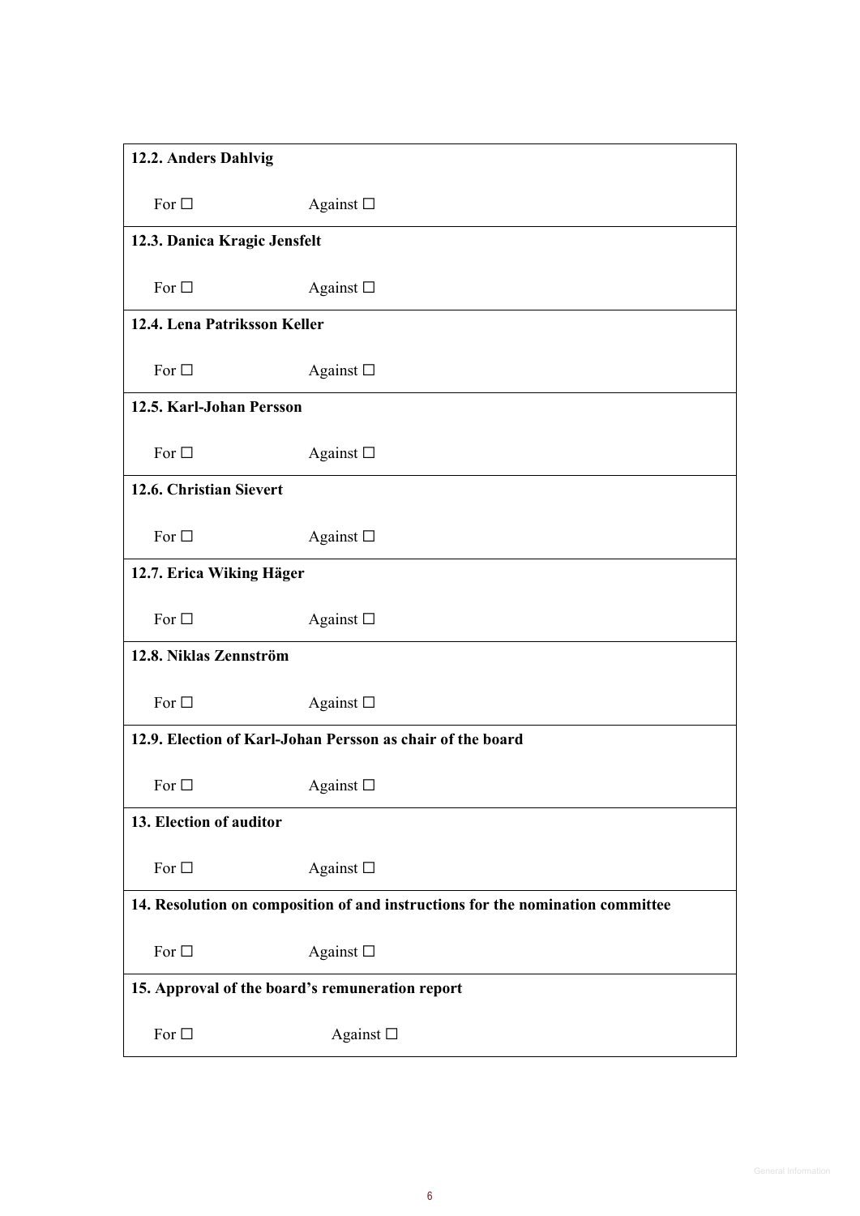| **12.2. Anders Dahlvig** |
|---|
| For ☐ Against ☐ |
| **12.3. Danica Kragic Jensfelt** |
| For ☐ Against ☐ |
| **12.4. Lena Patriksson Keller** |
| For ☐ Against ☐ |
| **12.5. Karl-Johan Persson** |
| For ☐ Against ☐ |
| **12.6. Christian Sievert** |
| For ☐ Against ☐ |
| **12.7. Erica Wiking Häger** |
| For ☐ Against ☐ |
| **12.8. Niklas Zennström** |
| For ☐ Against ☐ |
| **12.9. Election of Karl-Johan Persson as chair of the board** |
| For ☐ Against ☐ |
| **13. Election of auditor** |
| For ☐ Against ☐ |
| **14. Resolution on composition of and instructions for the nomination committee** |
| For ☐ Against ☐ |
| **15. Approval of the board's remuneration report** |
| For ☐ Against ☐ |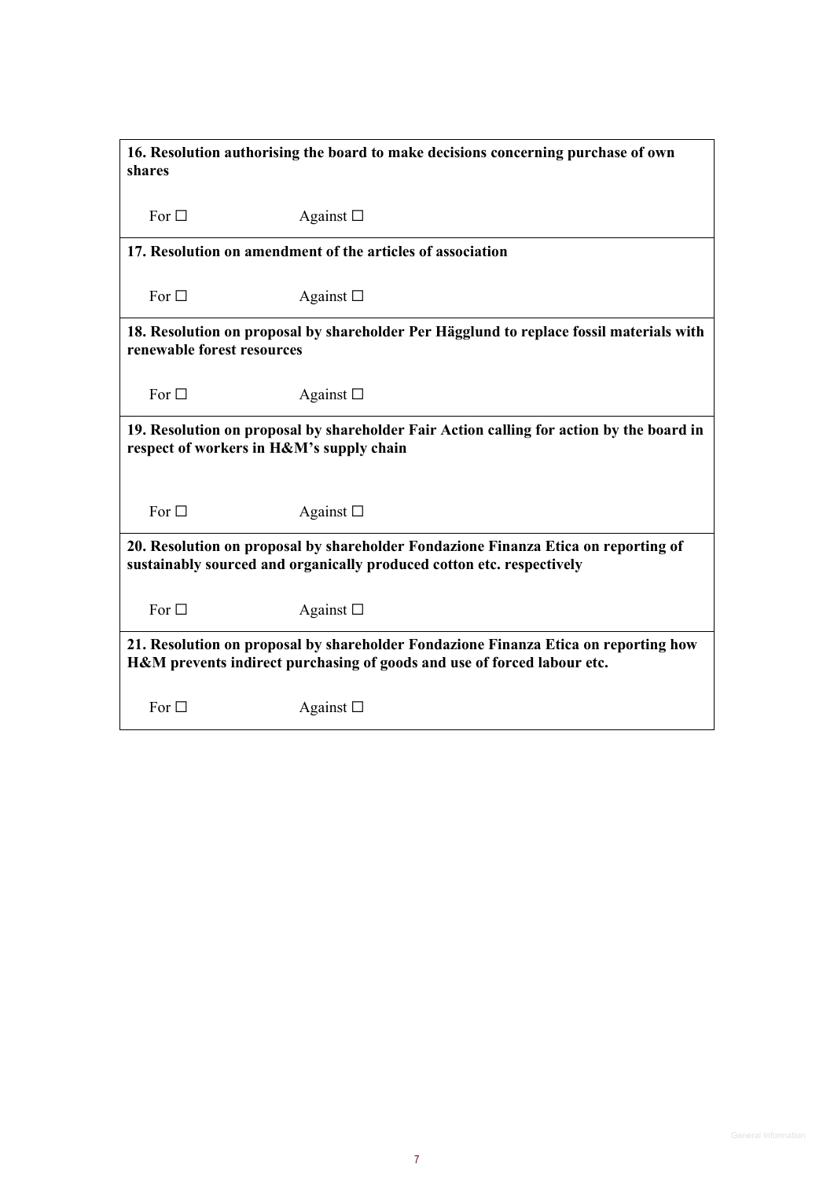| |
|---|
| **16. Resolution authorising the board to make decisions concerning purchase of own shares**<br><br>For ☐ Against ☐ |
| **17. Resolution on amendment of the articles of association**<br><br>For ☐ Against ☐ |
| **18. Resolution on proposal by shareholder Per Hägglund to replace fossil materials with renewable forest resources**<br><br>For ☐ Against ☐ |
| **19. Resolution on proposal by shareholder Fair Action calling for action by the board in respect of workers in H&M's supply chain**<br><br>For ☐ Against ☐ |
| **20. Resolution on proposal by shareholder Fondazione Finanza Etica on reporting of sustainably sourced and organically produced cotton etc. respectively**<br><br>For ☐ Against ☐ |
| **21. Resolution on proposal by shareholder Fondazione Finanza Etica on reporting how H&M prevents indirect purchasing of goods and use of forced labour etc.**<br><br>For ☐ Against ☐ |